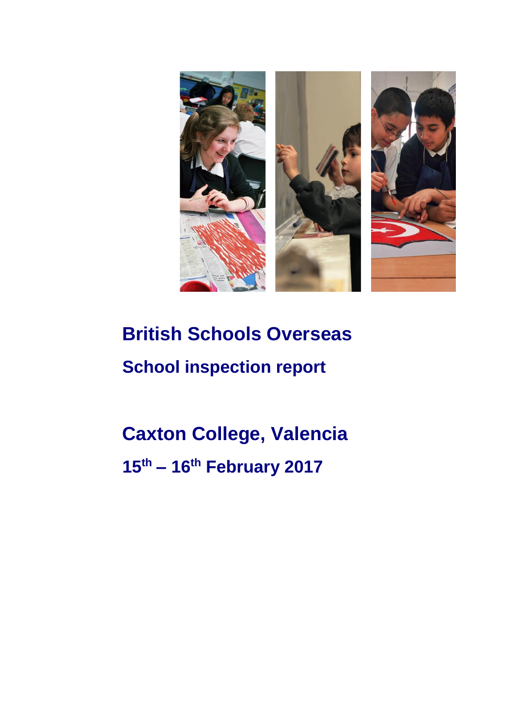# British Schools Overseas

## School inspection report

# Caxton College, Valencia

## 15th – 16th February 2017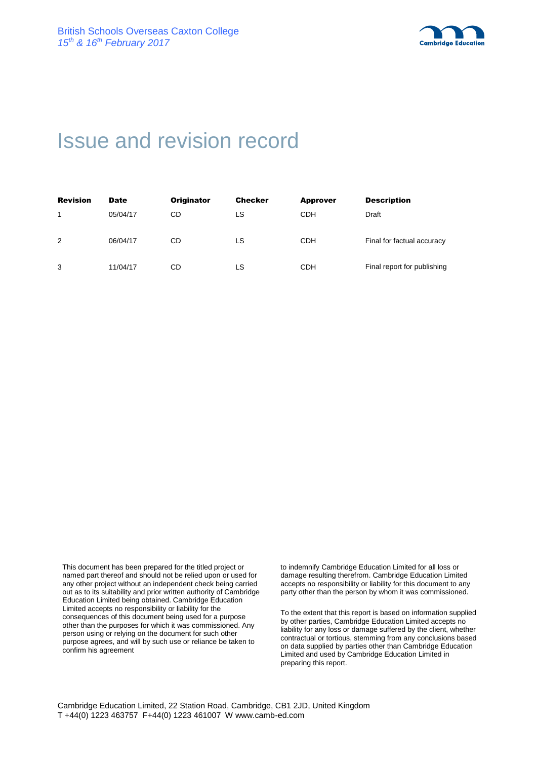# Issue and revision record

| Revision | Date | Originator | Checker | Approver | Description |
|---|---|---|---|---|---|
| 1 | 05/04/17 | CD | LS | CDH | Draft |
| 2 | 06/04/17 | CD | LS | CDH | Final for factual accuracy |
| 3 | 11/04/17 | CD | LS | CDH | Final report for publishing |

This document has been prepared for the titled project or named part thereof and should not be relied upon or used for any other project without an independent check being carried out as to its suitability and prior written authority of Cambridge Education Limited being obtained. Cambridge Education Limited accepts no responsibility or liability for the consequences of this document being used for a purpose other than the purposes for which it was commissioned. Any person using or relying on the document for such other purpose agrees, and will by such use or reliance be taken to confirm his agreement to indemnify Cambridge Education Limited for all loss or damage resulting therefrom. Cambridge Education Limited accepts no responsibility or liability for this document to any party other than the person by whom it was commissioned.

To the extent that this report is based on information supplied by other parties, Cambridge Education Limited accepts no liability for any loss or damage suffered by the client, whether contractual or tortious, stemming from any conclusions based on data supplied by parties other than Cambridge Education Limited and used by Cambridge Education Limited in preparing this report.

Cambridge Education Limited, 22 Station Road, Cambridge, CB1 2JD, United Kingdom
T +44(0) 1223 463757 F+44(0) 1223 461007 W www.camb-ed.com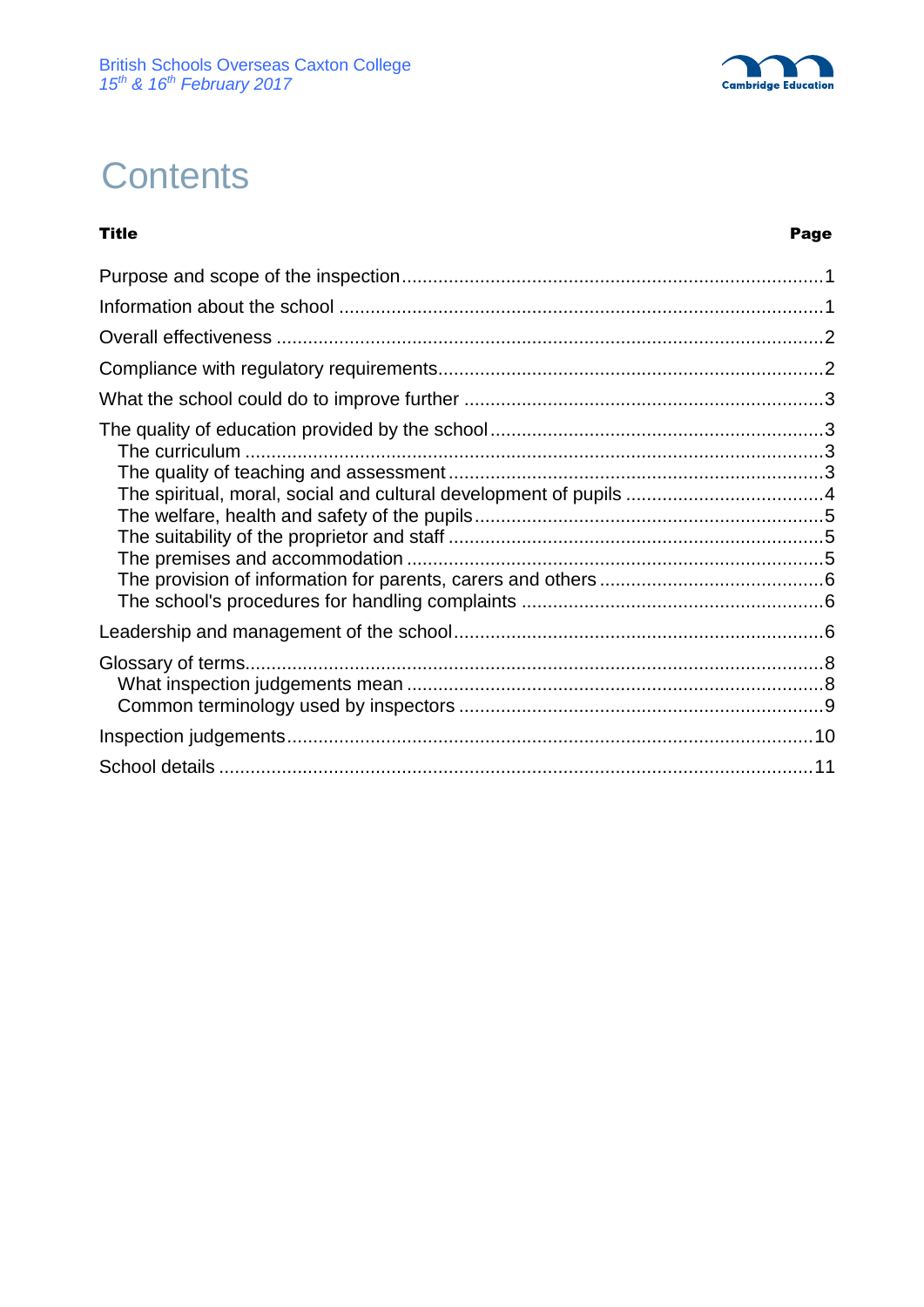# Contents

| Title | Page |
|---|---|
| Purpose and scope of the inspection | 1 |
| Information about the school | 1 |
| Overall effectiveness | 2 |
| Compliance with regulatory requirements | 2 |
| What the school could do to improve further | 3 |
| The quality of education provided by the school | 3 |
| The curriculum | 3 |
| The quality of teaching and assessment | 3 |
| The spiritual, moral, social and cultural development of pupils | 4 |
| The welfare, health and safety of the pupils | 5 |
| The suitability of the proprietor and staff | 5 |
| The premises and accommodation | 5 |
| The provision of information for parents, carers and others | 6 |
| The school's procedures for handling complaints | 6 |
| Leadership and management of the school | 6 |
| Glossary of terms | 8 |
| What inspection judgements mean | 8 |
| Common terminology used by inspectors | 9 |
| Inspection judgements | 10 |
| School details | 11 |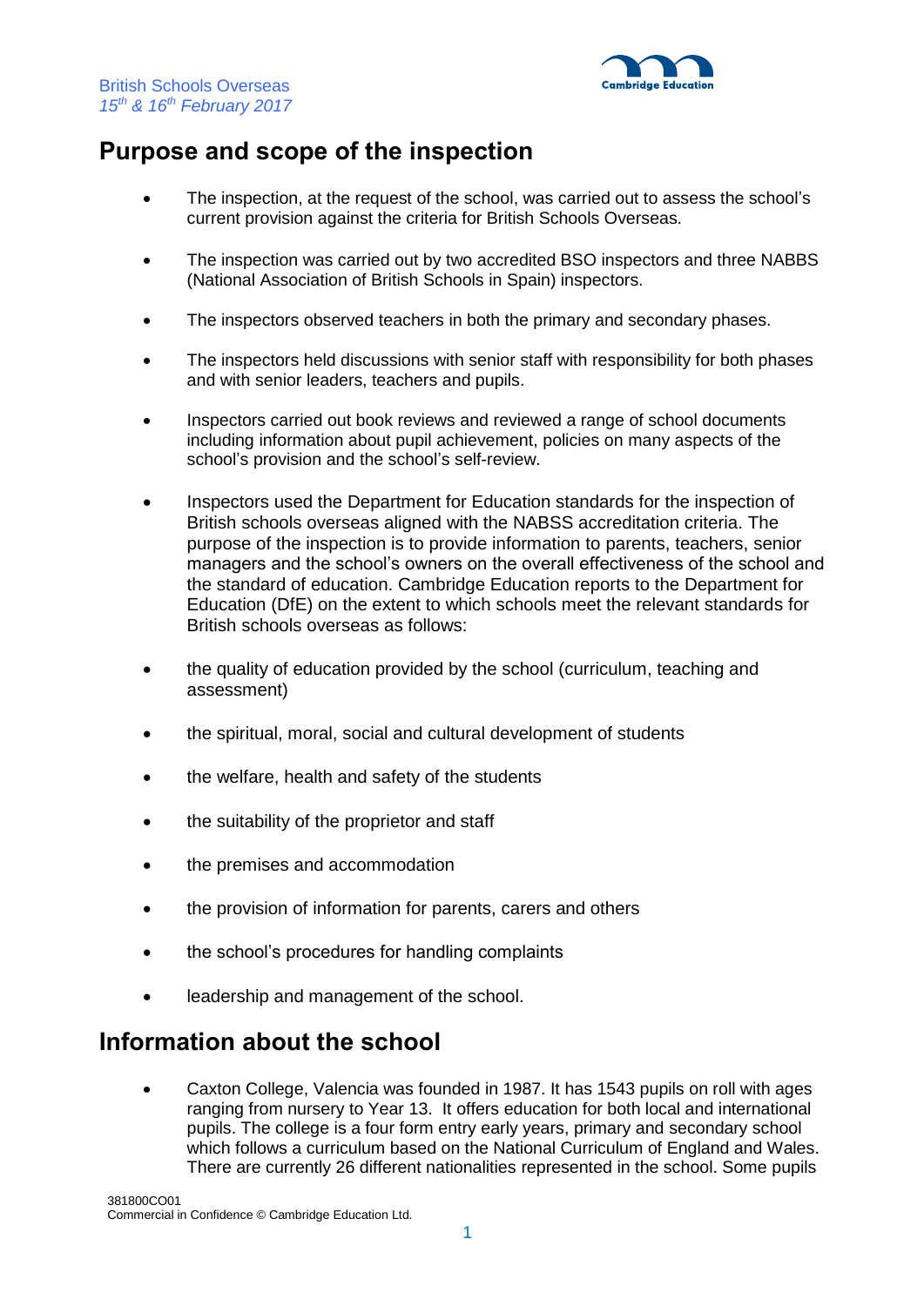## Purpose and scope of the inspection

- The inspection, at the request of the school, was carried out to assess the school's current provision against the criteria for British Schools Overseas.
- The inspection was carried out by two accredited BSO inspectors and three NABBS (National Association of British Schools in Spain) inspectors.
- The inspectors observed teachers in both the primary and secondary phases.
- The inspectors held discussions with senior staff with responsibility for both phases and with senior leaders, teachers and pupils.
- Inspectors carried out book reviews and reviewed a range of school documents including information about pupil achievement, policies on many aspects of the school's provision and the school's self-review.
- Inspectors used the Department for Education standards for the inspection of British schools overseas aligned with the NABSS accreditation criteria. The purpose of the inspection is to provide information to parents, teachers, senior managers and the school's owners on the overall effectiveness of the school and the standard of education. Cambridge Education reports to the Department for Education (DfE) on the extent to which schools meet the relevant standards for British schools overseas as follows:
- the quality of education provided by the school (curriculum, teaching and assessment)
- the spiritual, moral, social and cultural development of students
- the welfare, health and safety of the students
- the suitability of the proprietor and staff
- the premises and accommodation
- the provision of information for parents, carers and others
- the school's procedures for handling complaints
- leadership and management of the school.

## Information about the school

- Caxton College, Valencia was founded in 1987. It has 1543 pupils on roll with ages ranging from nursery to Year 13. It offers education for both local and international pupils. The college is a four form entry early years, primary and secondary school which follows a curriculum based on the National Curriculum of England and Wales. There are currently 26 different nationalities represented in the school. Some pupils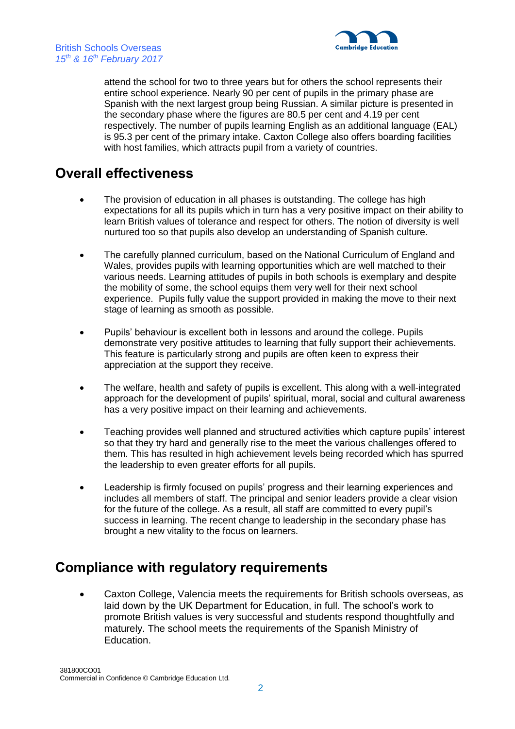attend the school for two to three years but for others the school represents their entire school experience. Nearly 90 per cent of pupils in the primary phase are Spanish with the next largest group being Russian. A similar picture is presented in the secondary phase where the figures are 80.5 per cent and 4.19 per cent respectively. The number of pupils learning English as an additional language (EAL) is 95.3 per cent of the primary intake. Caxton College also offers boarding facilities with host families, which attracts pupil from a variety of countries.

## Overall effectiveness

- The provision of education in all phases is outstanding. The college has high expectations for all its pupils which in turn has a very positive impact on their ability to learn British values of tolerance and respect for others. The notion of diversity is well nurtured too so that pupils also develop an understanding of Spanish culture.

- The carefully planned curriculum, based on the National Curriculum of England and Wales, provides pupils with learning opportunities which are well matched to their various needs. Learning attitudes of pupils in both schools is exemplary and despite the mobility of some, the school equips them very well for their next school experience. Pupils fully value the support provided in making the move to their next stage of learning as smooth as possible.

- Pupils' behaviour is excellent both in lessons and around the college. Pupils demonstrate very positive attitudes to learning that fully support their achievements. This feature is particularly strong and pupils are often keen to express their appreciation at the support they receive.

- The welfare, health and safety of pupils is excellent. This along with a well-integrated approach for the development of pupils' spiritual, moral, social and cultural awareness has a very positive impact on their learning and achievements.

- Teaching provides well planned and structured activities which capture pupils' interest so that they try hard and generally rise to the meet the various challenges offered to them. This has resulted in high achievement levels being recorded which has spurred the leadership to even greater efforts for all pupils.

- Leadership is firmly focused on pupils' progress and their learning experiences and includes all members of staff. The principal and senior leaders provide a clear vision for the future of the college. As a result, all staff are committed to every pupil's success in learning. The recent change to leadership in the secondary phase has brought a new vitality to the focus on learners.

## Compliance with regulatory requirements

- Caxton College, Valencia meets the requirements for British schools overseas, as laid down by the UK Department for Education, in full. The school's work to promote British values is very successful and students respond thoughtfully and maturely. The school meets the requirements of the Spanish Ministry of Education.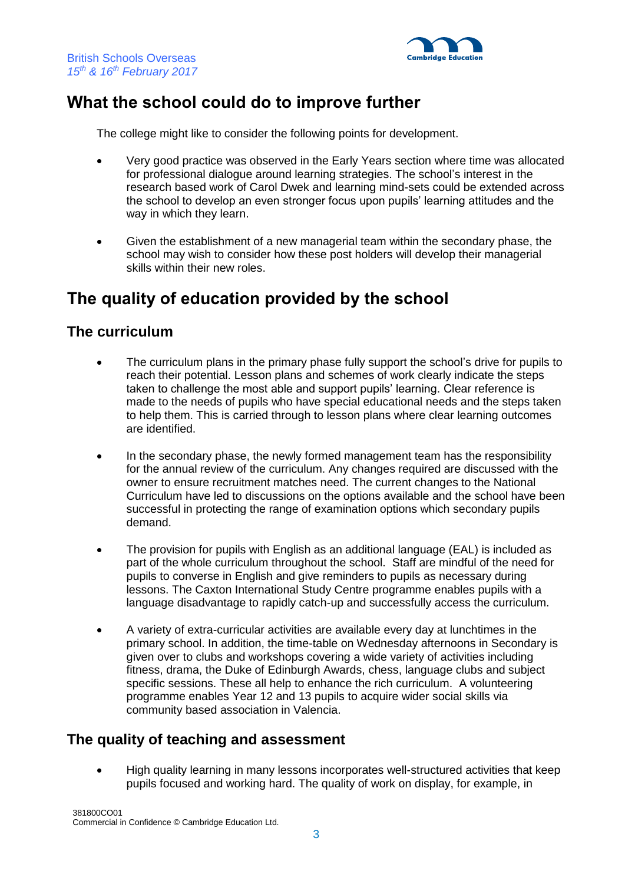## What the school could do to improve further

The college might like to consider the following points for development.

- Very good practice was observed in the Early Years section where time was allocated for professional dialogue around learning strategies. The school's interest in the research based work of Carol Dwek and learning mind-sets could be extended across the school to develop an even stronger focus upon pupils' learning attitudes and the way in which they learn.
- Given the establishment of a new managerial team within the secondary phase, the school may wish to consider how these post holders will develop their managerial skills within their new roles.

## The quality of education provided by the school

### The curriculum

- The curriculum plans in the primary phase fully support the school's drive for pupils to reach their potential. Lesson plans and schemes of work clearly indicate the steps taken to challenge the most able and support pupils' learning. Clear reference is made to the needs of pupils who have special educational needs and the steps taken to help them. This is carried through to lesson plans where clear learning outcomes are identified.
- In the secondary phase, the newly formed management team has the responsibility for the annual review of the curriculum. Any changes required are discussed with the owner to ensure recruitment matches need. The current changes to the National Curriculum have led to discussions on the options available and the school have been successful in protecting the range of examination options which secondary pupils demand.
- The provision for pupils with English as an additional language (EAL) is included as part of the whole curriculum throughout the school. Staff are mindful of the need for pupils to converse in English and give reminders to pupils as necessary during lessons. The Caxton International Study Centre programme enables pupils with a language disadvantage to rapidly catch-up and successfully access the curriculum.
- A variety of extra-curricular activities are available every day at lunchtimes in the primary school. In addition, the time-table on Wednesday afternoons in Secondary is given over to clubs and workshops covering a wide variety of activities including fitness, drama, the Duke of Edinburgh Awards, chess, language clubs and subject specific sessions. These all help to enhance the rich curriculum. A volunteering programme enables Year 12 and 13 pupils to acquire wider social skills via community based association in Valencia.

### The quality of teaching and assessment

- High quality learning in many lessons incorporates well-structured activities that keep pupils focused and working hard. The quality of work on display, for example, in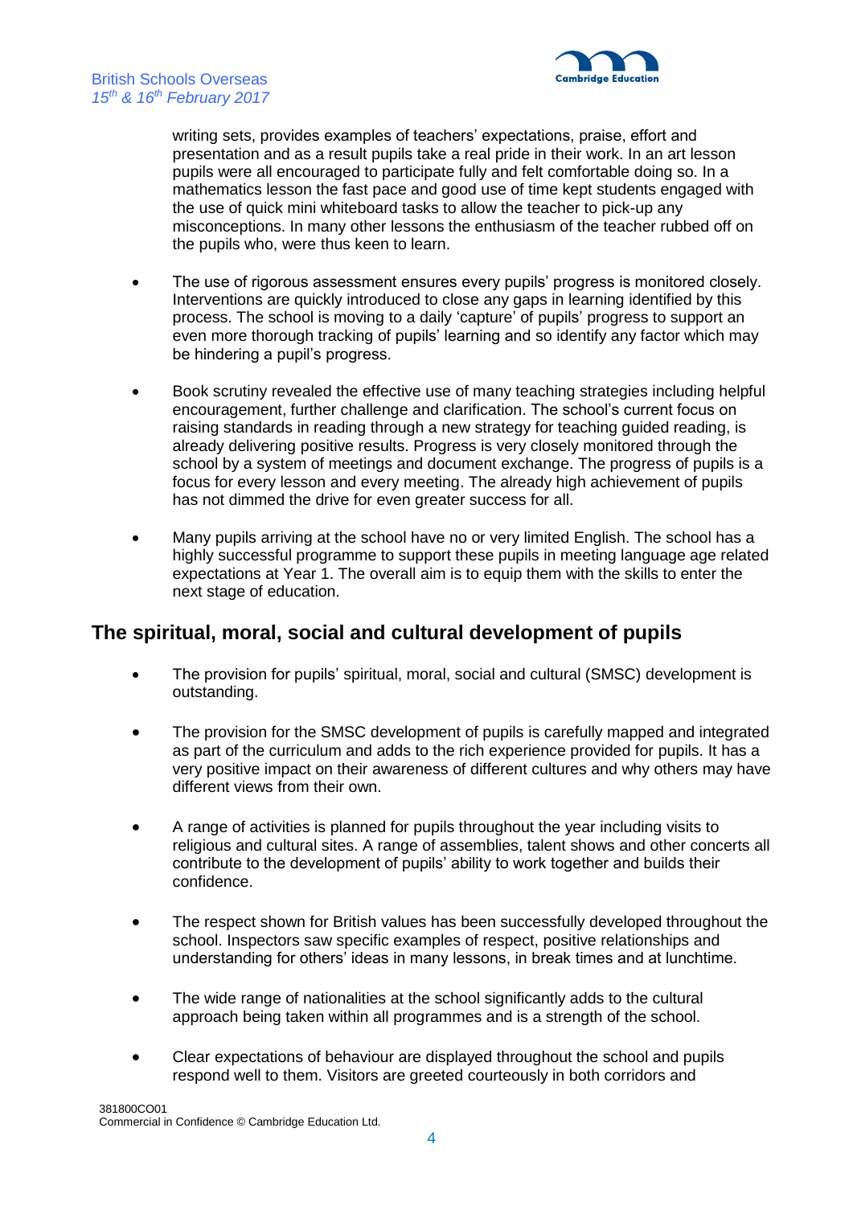writing sets, provides examples of teachers' expectations, praise, effort and presentation and as a result pupils take a real pride in their work. In an art lesson pupils were all encouraged to participate fully and felt comfortable doing so. In a mathematics lesson the fast pace and good use of time kept students engaged with the use of quick mini whiteboard tasks to allow the teacher to pick-up any misconceptions. In many other lessons the enthusiasm of the teacher rubbed off on the pupils who, were thus keen to learn.

- The use of rigorous assessment ensures every pupils' progress is monitored closely. Interventions are quickly introduced to close any gaps in learning identified by this process. The school is moving to a daily 'capture' of pupils' progress to support an even more thorough tracking of pupils' learning and so identify any factor which may be hindering a pupil's progress.

- Book scrutiny revealed the effective use of many teaching strategies including helpful encouragement, further challenge and clarification. The school's current focus on raising standards in reading through a new strategy for teaching guided reading, is already delivering positive results. Progress is very closely monitored through the school by a system of meetings and document exchange. The progress of pupils is a focus for every lesson and every meeting. The already high achievement of pupils has not dimmed the drive for even greater success for all.

- Many pupils arriving at the school have no or very limited English. The school has a highly successful programme to support these pupils in meeting language age related expectations at Year 1. The overall aim is to equip them with the skills to enter the next stage of education.

## The spiritual, moral, social and cultural development of pupils

- The provision for pupils' spiritual, moral, social and cultural (SMSC) development is outstanding.

- The provision for the SMSC development of pupils is carefully mapped and integrated as part of the curriculum and adds to the rich experience provided for pupils. It has a very positive impact on their awareness of different cultures and why others may have different views from their own.

- A range of activities is planned for pupils throughout the year including visits to religious and cultural sites. A range of assemblies, talent shows and other concerts all contribute to the development of pupils' ability to work together and builds their confidence.

- The respect shown for British values has been successfully developed throughout the school. Inspectors saw specific examples of respect, positive relationships and understanding for others' ideas in many lessons, in break times and at lunchtime.

- The wide range of nationalities at the school significantly adds to the cultural approach being taken within all programmes and is a strength of the school.

- Clear expectations of behaviour are displayed throughout the school and pupils respond well to them. Visitors are greeted courteously in both corridors and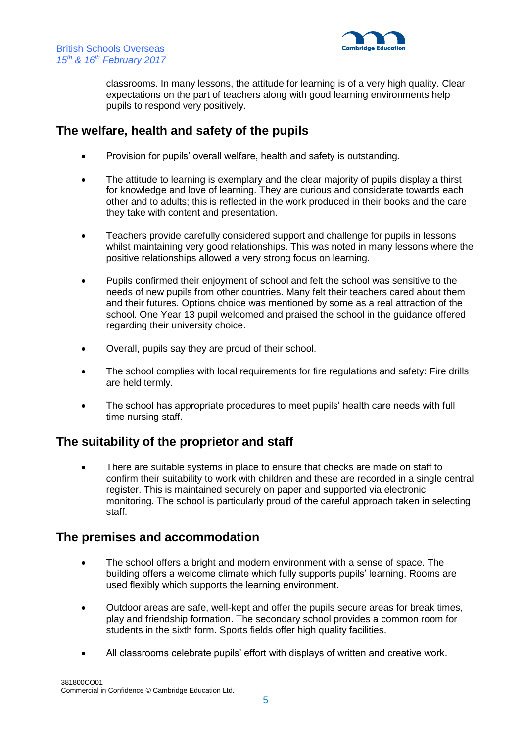classrooms. In many lessons, the attitude for learning is of a very high quality. Clear expectations on the part of teachers along with good learning environments help pupils to respond very positively.

## The welfare, health and safety of the pupils

- Provision for pupils' overall welfare, health and safety is outstanding.
- The attitude to learning is exemplary and the clear majority of pupils display a thirst for knowledge and love of learning. They are curious and considerate towards each other and to adults; this is reflected in the work produced in their books and the care they take with content and presentation.
- Teachers provide carefully considered support and challenge for pupils in lessons whilst maintaining very good relationships. This was noted in many lessons where the positive relationships allowed a very strong focus on learning.
- Pupils confirmed their enjoyment of school and felt the school was sensitive to the needs of new pupils from other countries. Many felt their teachers cared about them and their futures. Options choice was mentioned by some as a real attraction of the school. One Year 13 pupil welcomed and praised the school in the guidance offered regarding their university choice.
- Overall, pupils say they are proud of their school.
- The school complies with local requirements for fire regulations and safety: Fire drills are held termly.
- The school has appropriate procedures to meet pupils' health care needs with full time nursing staff.

## The suitability of the proprietor and staff

- There are suitable systems in place to ensure that checks are made on staff to confirm their suitability to work with children and these are recorded in a single central register. This is maintained securely on paper and supported via electronic monitoring. The school is particularly proud of the careful approach taken in selecting staff.

## The premises and accommodation

- The school offers a bright and modern environment with a sense of space. The building offers a welcome climate which fully supports pupils' learning. Rooms are used flexibly which supports the learning environment.
- Outdoor areas are safe, well-kept and offer the pupils secure areas for break times, play and friendship formation. The secondary school provides a common room for students in the sixth form. Sports fields offer high quality facilities.
- All classrooms celebrate pupils' effort with displays of written and creative work.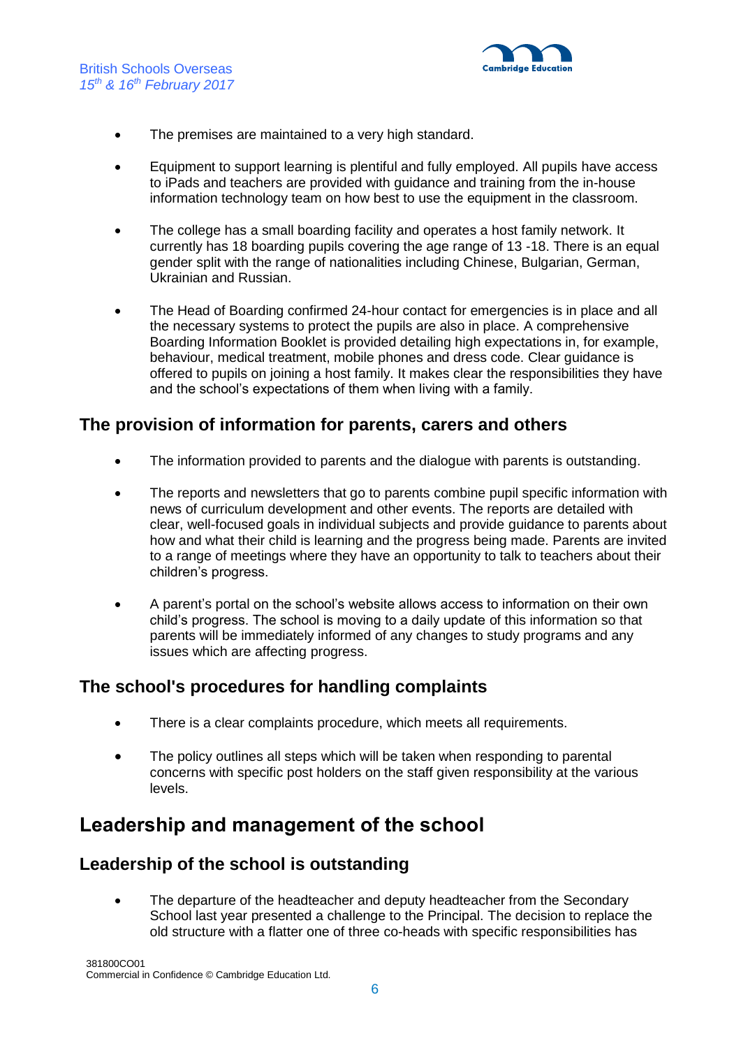- The premises are maintained to a very high standard.

- Equipment to support learning is plentiful and fully employed. All pupils have access to iPads and teachers are provided with guidance and training from the in-house information technology team on how best to use the equipment in the classroom.

- The college has a small boarding facility and operates a host family network. It currently has 18 boarding pupils covering the age range of 13 -18. There is an equal gender split with the range of nationalities including Chinese, Bulgarian, German, Ukrainian and Russian.

- The Head of Boarding confirmed 24-hour contact for emergencies is in place and all the necessary systems to protect the pupils are also in place. A comprehensive Boarding Information Booklet is provided detailing high expectations in, for example, behaviour, medical treatment, mobile phones and dress code. Clear guidance is offered to pupils on joining a host family. It makes clear the responsibilities they have and the school's expectations of them when living with a family.

### The provision of information for parents, carers and others

- The information provided to parents and the dialogue with parents is outstanding.

- The reports and newsletters that go to parents combine pupil specific information with news of curriculum development and other events. The reports are detailed with clear, well-focused goals in individual subjects and provide guidance to parents about how and what their child is learning and the progress being made. Parents are invited to a range of meetings where they have an opportunity to talk to teachers about their children's progress.

- A parent's portal on the school's website allows access to information on their own child's progress. The school is moving to a daily update of this information so that parents will be immediately informed of any changes to study programs and any issues which are affecting progress.

### The school's procedures for handling complaints

- There is a clear complaints procedure, which meets all requirements.

- The policy outlines all steps which will be taken when responding to parental concerns with specific post holders on the staff given responsibility at the various levels.

## Leadership and management of the school

### Leadership of the school is outstanding

- The departure of the headteacher and deputy headteacher from the Secondary School last year presented a challenge to the Principal. The decision to replace the old structure with a flatter one of three co-heads with specific responsibilities has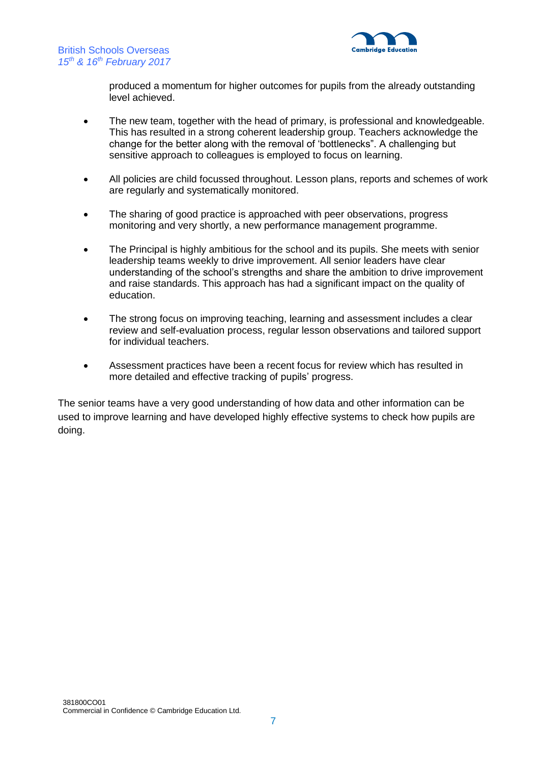produced a momentum for higher outcomes for pupils from the already outstanding level achieved.

- The new team, together with the head of primary, is professional and knowledgeable. This has resulted in a strong coherent leadership group. Teachers acknowledge the change for the better along with the removal of 'bottlenecks". A challenging but sensitive approach to colleagues is employed to focus on learning.

- All policies are child focussed throughout. Lesson plans, reports and schemes of work are regularly and systematically monitored.

- The sharing of good practice is approached with peer observations, progress monitoring and very shortly, a new performance management programme.

- The Principal is highly ambitious for the school and its pupils. She meets with senior leadership teams weekly to drive improvement. All senior leaders have clear understanding of the school's strengths and share the ambition to drive improvement and raise standards. This approach has had a significant impact on the quality of education.

- The strong focus on improving teaching, learning and assessment includes a clear review and self-evaluation process, regular lesson observations and tailored support for individual teachers.

- Assessment practices have been a recent focus for review which has resulted in more detailed and effective tracking of pupils' progress.

The senior teams have a very good understanding of how data and other information can be used to improve learning and have developed highly effective systems to check how pupils are doing.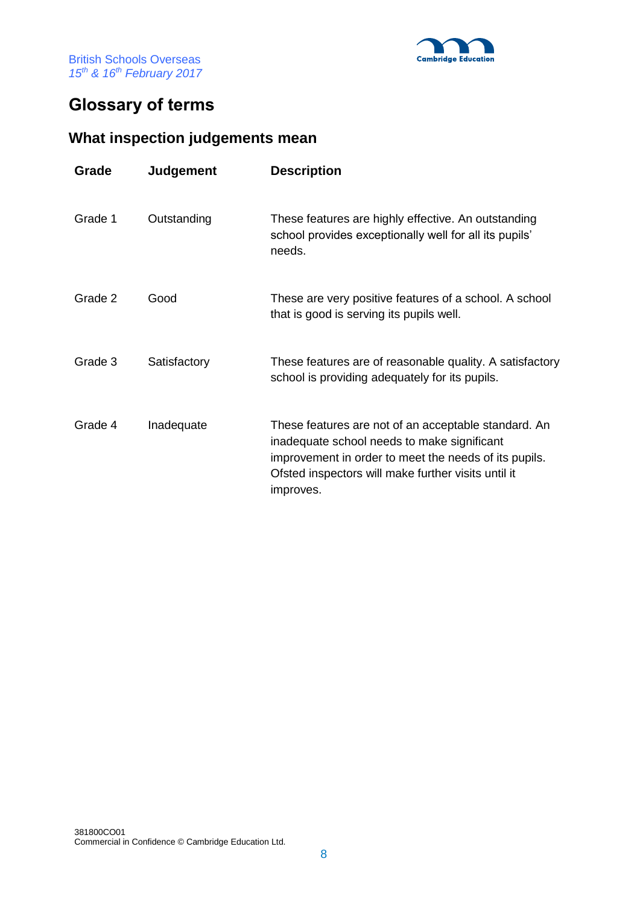# Glossary of terms

## What inspection judgements mean

| Grade | Judgement | Description |
|---|---|---|
| Grade 1 | Outstanding | These features are highly effective. An outstanding school provides exceptionally well for all its pupils' needs. |
| Grade 2 | Good | These are very positive features of a school. A school that is good is serving its pupils well. |
| Grade 3 | Satisfactory | These features are of reasonable quality. A satisfactory school is providing adequately for its pupils. |
| Grade 4 | Inadequate | These features are not of an acceptable standard. An inadequate school needs to make significant improvement in order to meet the needs of its pupils. Ofsted inspectors will make further visits until it improves. |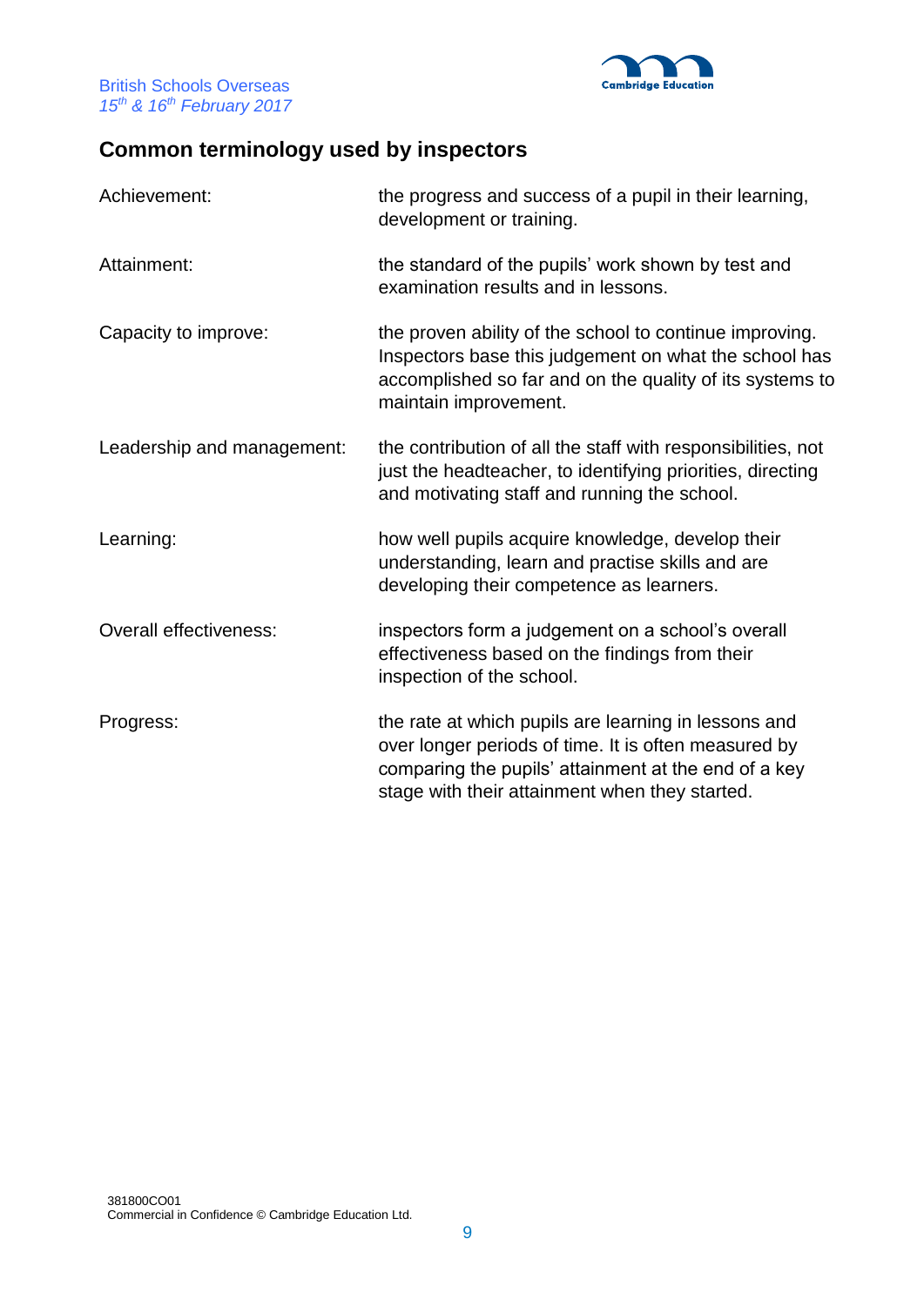## Common terminology used by inspectors

| | |
|---|---|
| Achievement: | the progress and success of a pupil in their learning, development or training. |
| Attainment: | the standard of the pupils' work shown by test and examination results and in lessons. |
| Capacity to improve: | the proven ability of the school to continue improving. Inspectors base this judgement on what the school has accomplished so far and on the quality of its systems to maintain improvement. |
| Leadership and management: | the contribution of all the staff with responsibilities, not just the headteacher, to identifying priorities, directing and motivating staff and running the school. |
| Learning: | how well pupils acquire knowledge, develop their understanding, learn and practise skills and are developing their competence as learners. |
| Overall effectiveness: | inspectors form a judgement on a school's overall effectiveness based on the findings from their inspection of the school. |
| Progress: | the rate at which pupils are learning in lessons and over longer periods of time. It is often measured by comparing the pupils' attainment at the end of a key stage with their attainment when they started. |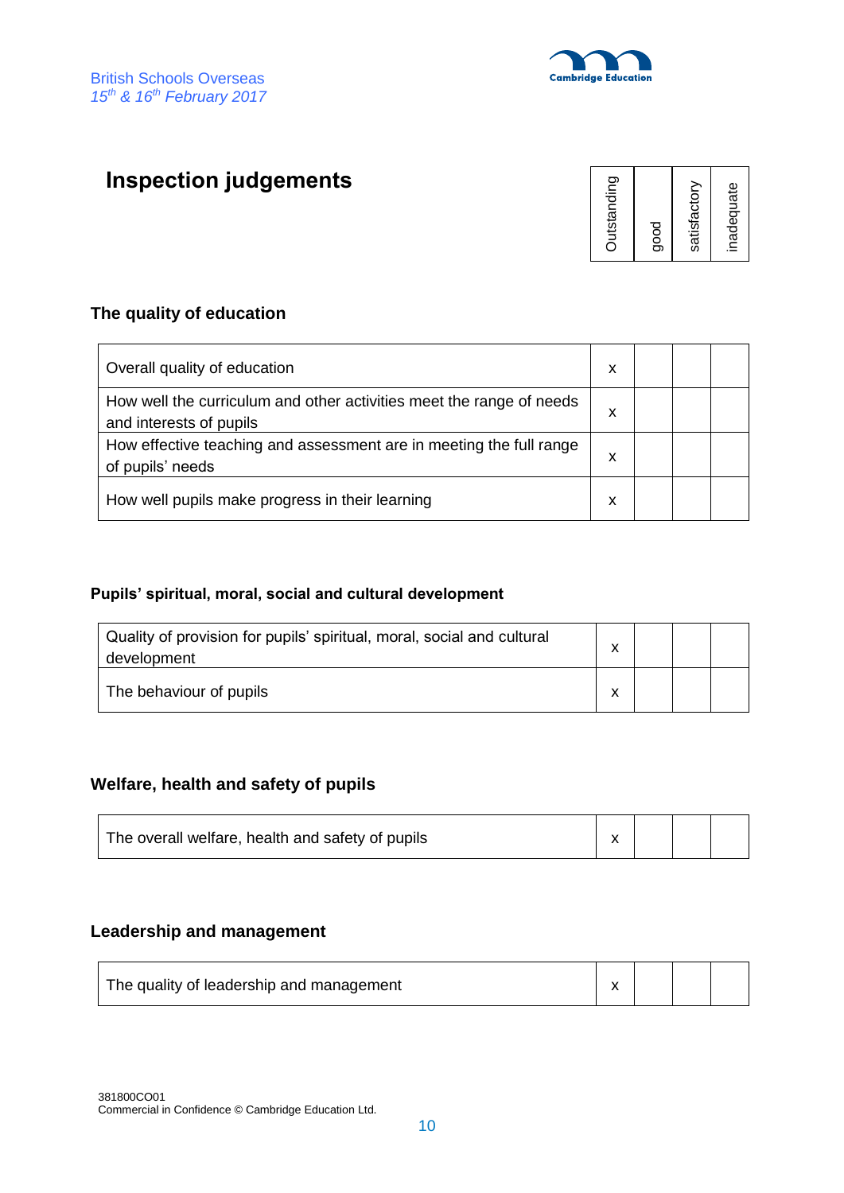## Inspection judgements

### The quality of education

| | Outstanding | good | satisfactory | inadequate |
|---|---|---|---|---|
| Overall quality of education | x | | | |
| How well the curriculum and other activities meet the range of needs and interests of pupils | x | | | |
| How effective teaching and assessment are in meeting the full range of pupils' needs | x | | | |
| How well pupils make progress in their learning | x | | | |

### Pupils' spiritual, moral, social and cultural development

| | Outstanding | good | satisfactory | inadequate |
|---|---|---|---|---|
| Quality of provision for pupils' spiritual, moral, social and cultural development | x | | | |
| The behaviour of pupils | x | | | |

### Welfare, health and safety of pupils

| | Outstanding | good | satisfactory | inadequate |
|---|---|---|---|---|
| The overall welfare, health and safety of pupils | x | | | |

### Leadership and management

| | Outstanding | good | satisfactory | inadequate |
|---|---|---|---|---|
| The quality of leadership and management | x | | | |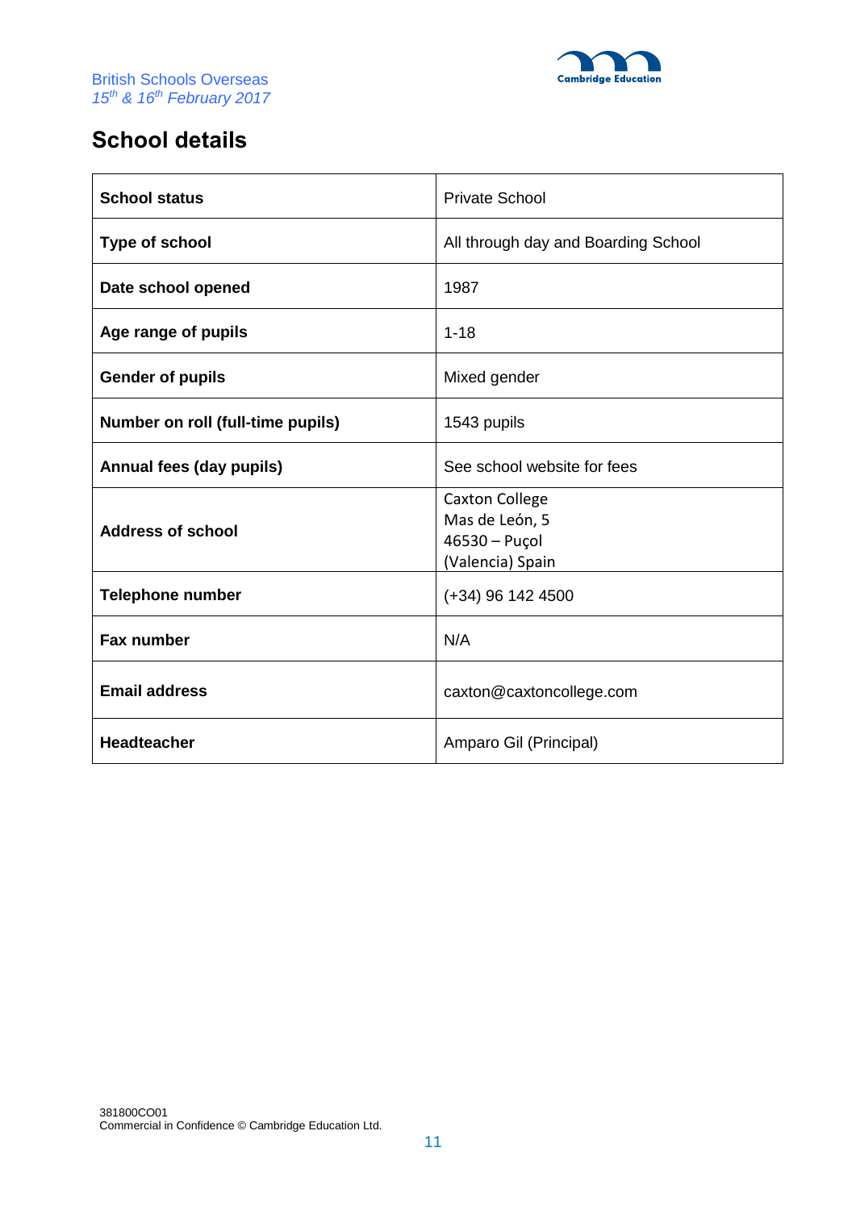## School details

| | |
|---|---|
| **School status** | Private School |
| **Type of school** | All through day and Boarding School |
| **Date school opened** | 1987 |
| **Age range of pupils** | 1-18 |
| **Gender of pupils** | Mixed gender |
| **Number on roll (full-time pupils)** | 1543 pupils |
| **Annual fees (day pupils)** | See school website for fees |
| **Address of school** | Caxton College<br>Mas de León, 5<br>46530 – Puçol<br>(Valencia) Spain |
| **Telephone number** | (+34) 96 142 4500 |
| **Fax number** | N/A |
| **Email address** | caxton@caxtoncollege.com |
| **Headteacher** | Amparo Gil (Principal) |